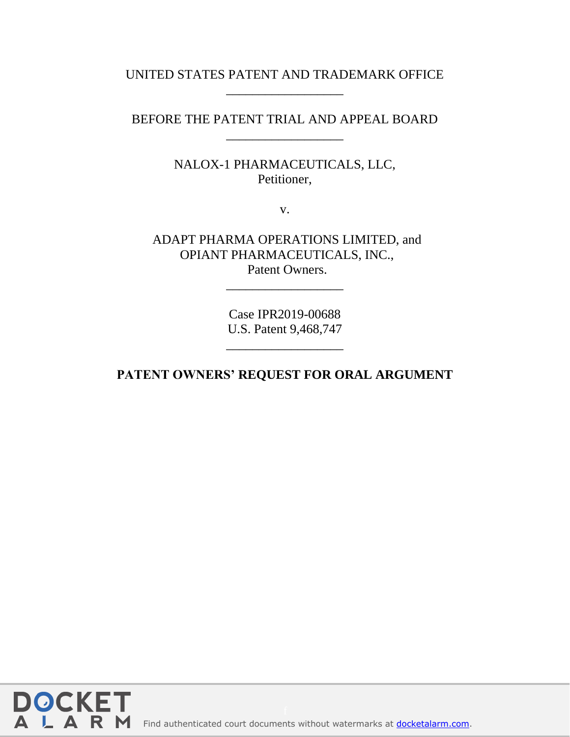UNITED STATES PATENT AND TRADEMARK OFFICE

\_\_\_\_\_\_\_\_\_\_\_\_\_\_\_\_\_\_

BEFORE THE PATENT TRIAL AND APPEAL BOARD

\_\_\_\_\_\_\_\_\_\_\_\_\_\_\_\_\_\_

NALOX-1 PHARMACEUTICALS, LLC,
Petitioner,

v.

ADAPT PHARMA OPERATIONS LIMITED, and
OPIANT PHARMACEUTICALS, INC.,
Patent Owners.

\_\_\_\_\_\_\_\_\_\_\_\_\_\_\_\_\_\_

Case IPR2019-00688
U.S. Patent 9,468,747

\_\_\_\_\_\_\_\_\_\_\_\_\_\_\_\_\_\_

**PATENT OWNERS' REQUEST FOR ORAL ARGUMENT**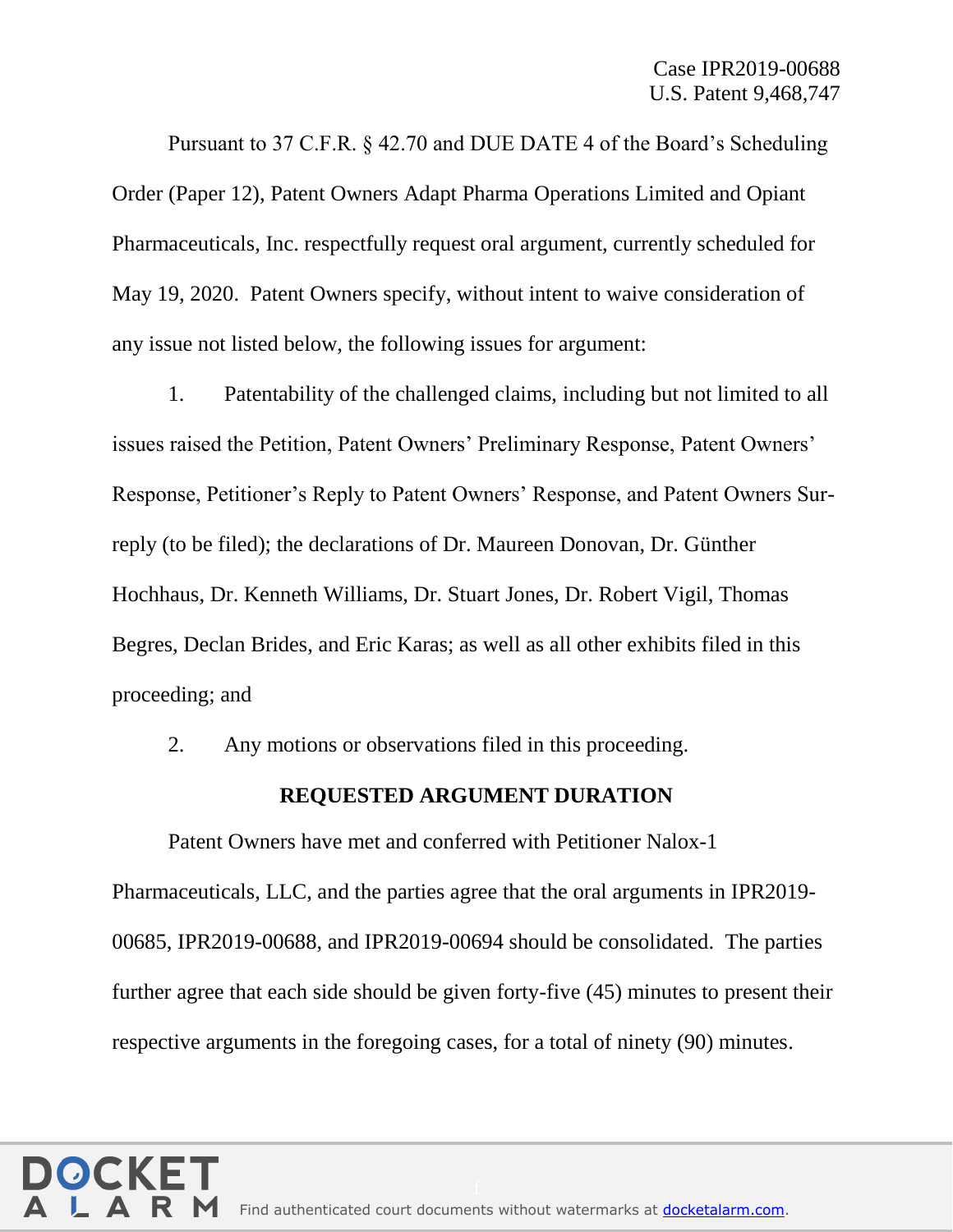Pursuant to 37 C.F.R. § 42.70 and DUE DATE 4 of the Board's Scheduling Order (Paper 12), Patent Owners Adapt Pharma Operations Limited and Opiant Pharmaceuticals, Inc. respectfully request oral argument, currently scheduled for May 19, 2020. Patent Owners specify, without intent to waive consideration of any issue not listed below, the following issues for argument:

1. Patentability of the challenged claims, including but not limited to all issues raised the Petition, Patent Owners' Preliminary Response, Patent Owners' Response, Petitioner's Reply to Patent Owners' Response, and Patent Owners Sur-reply (to be filed); the declarations of Dr. Maureen Donovan, Dr. Günther Hochhaus, Dr. Kenneth Williams, Dr. Stuart Jones, Dr. Robert Vigil, Thomas Begres, Declan Brides, and Eric Karas; as well as all other exhibits filed in this proceeding; and

2. Any motions or observations filed in this proceeding.

## REQUESTED ARGUMENT DURATION

Patent Owners have met and conferred with Petitioner Nalox-1 Pharmaceuticals, LLC, and the parties agree that the oral arguments in IPR2019-00685, IPR2019-00688, and IPR2019-00694 should be consolidated. The parties further agree that each side should be given forty-five (45) minutes to present their respective arguments in the foregoing cases, for a total of ninety (90) minutes.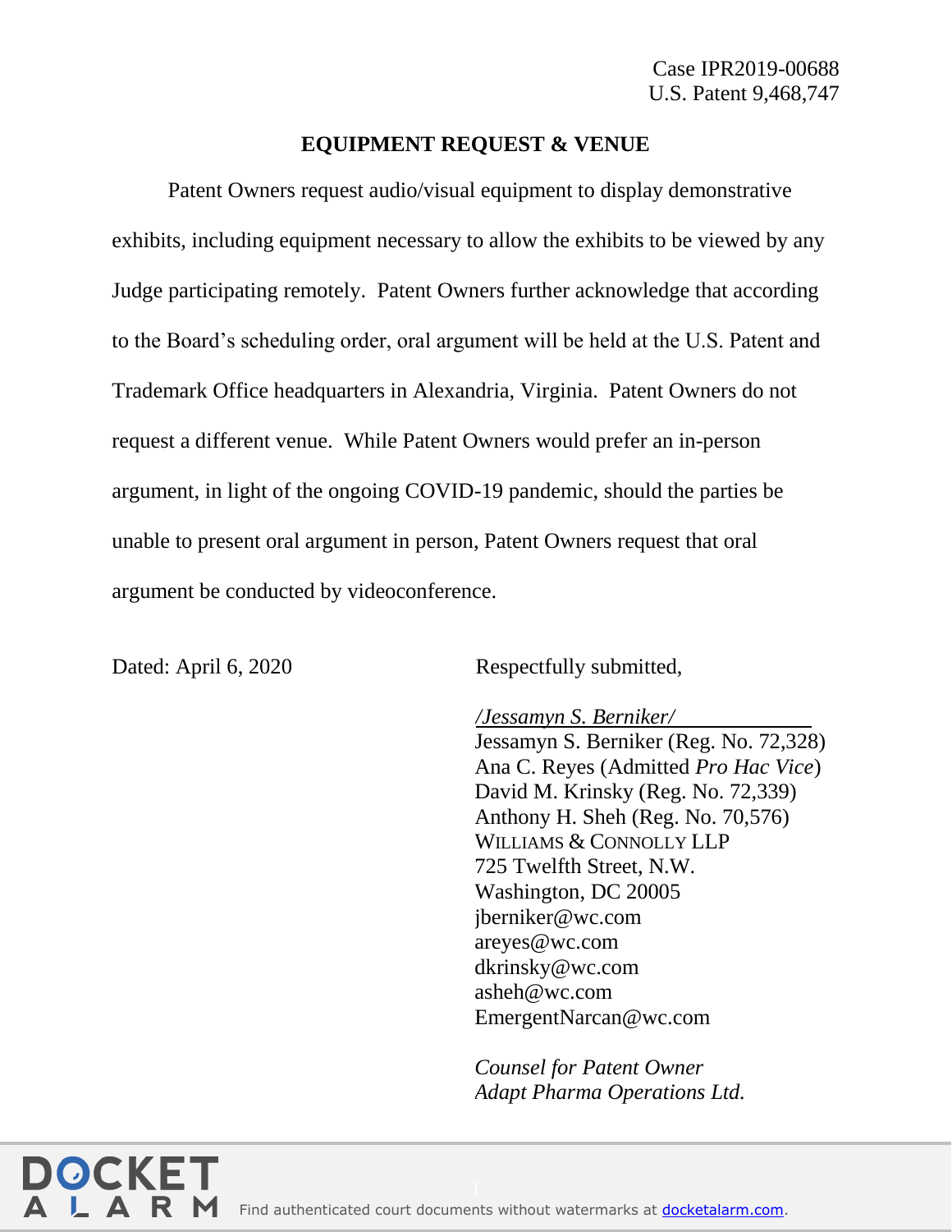Case IPR2019-00688
U.S. Patent 9,468,747

## EQUIPMENT REQUEST & VENUE

Patent Owners request audio/visual equipment to display demonstrative exhibits, including equipment necessary to allow the exhibits to be viewed by any Judge participating remotely. Patent Owners further acknowledge that according to the Board's scheduling order, oral argument will be held at the U.S. Patent and Trademark Office headquarters in Alexandria, Virginia. Patent Owners do not request a different venue. While Patent Owners would prefer an in-person argument, in light of the ongoing COVID-19 pandemic, should the parties be unable to present oral argument in person, Patent Owners request that oral argument be conducted by videoconference.

Dated: April 6, 2020

Respectfully submitted,

*/Jessamyn S. Berniker/*
Jessamyn S. Berniker (Reg. No. 72,328)
Ana C. Reyes (Admitted *Pro Hac Vice*)
David M. Krinsky (Reg. No. 72,339)
Anthony H. Sheh (Reg. No. 70,576)
WILLIAMS & CONNOLLY LLP
725 Twelfth Street, N.W.
Washington, DC 20005
jberniker@wc.com
areyes@wc.com
dkrinsky@wc.com
asheh@wc.com
EmergentNarcan@wc.com

*Counsel for Patent Owner*
*Adapt Pharma Operations Ltd.*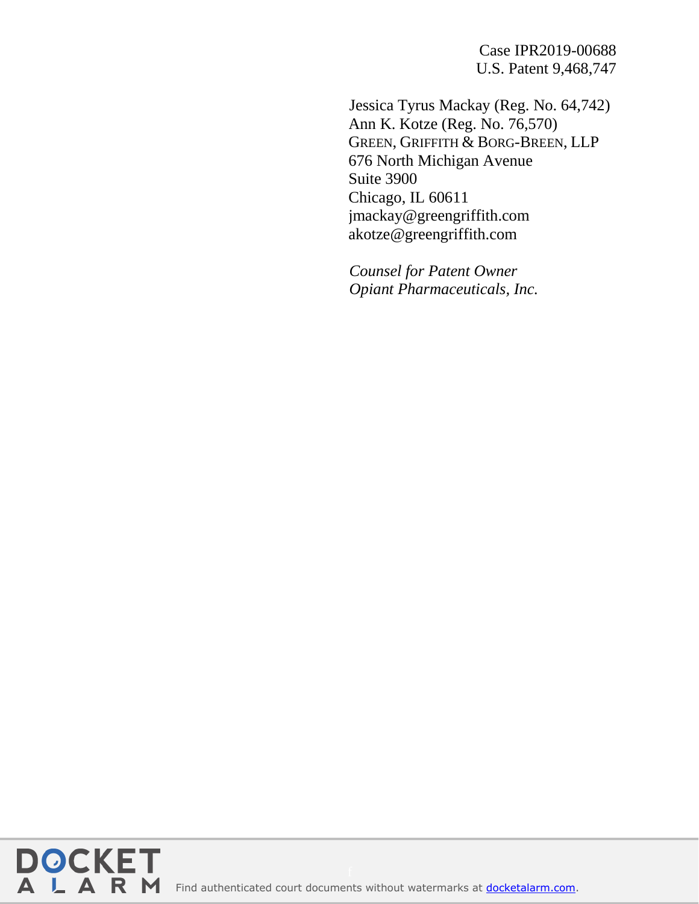Case IPR2019-00688
U.S. Patent 9,468,747

Jessica Tyrus Mackay (Reg. No. 64,742)
Ann K. Kotze (Reg. No. 76,570)
GREEN, GRIFFITH & BORG-BREEN, LLP
676 North Michigan Avenue
Suite 3900
Chicago, IL 60611
jmackay@greengriffith.com
akotze@greengriffith.com

*Counsel for Patent Owner*
*Opiant Pharmaceuticals, Inc.*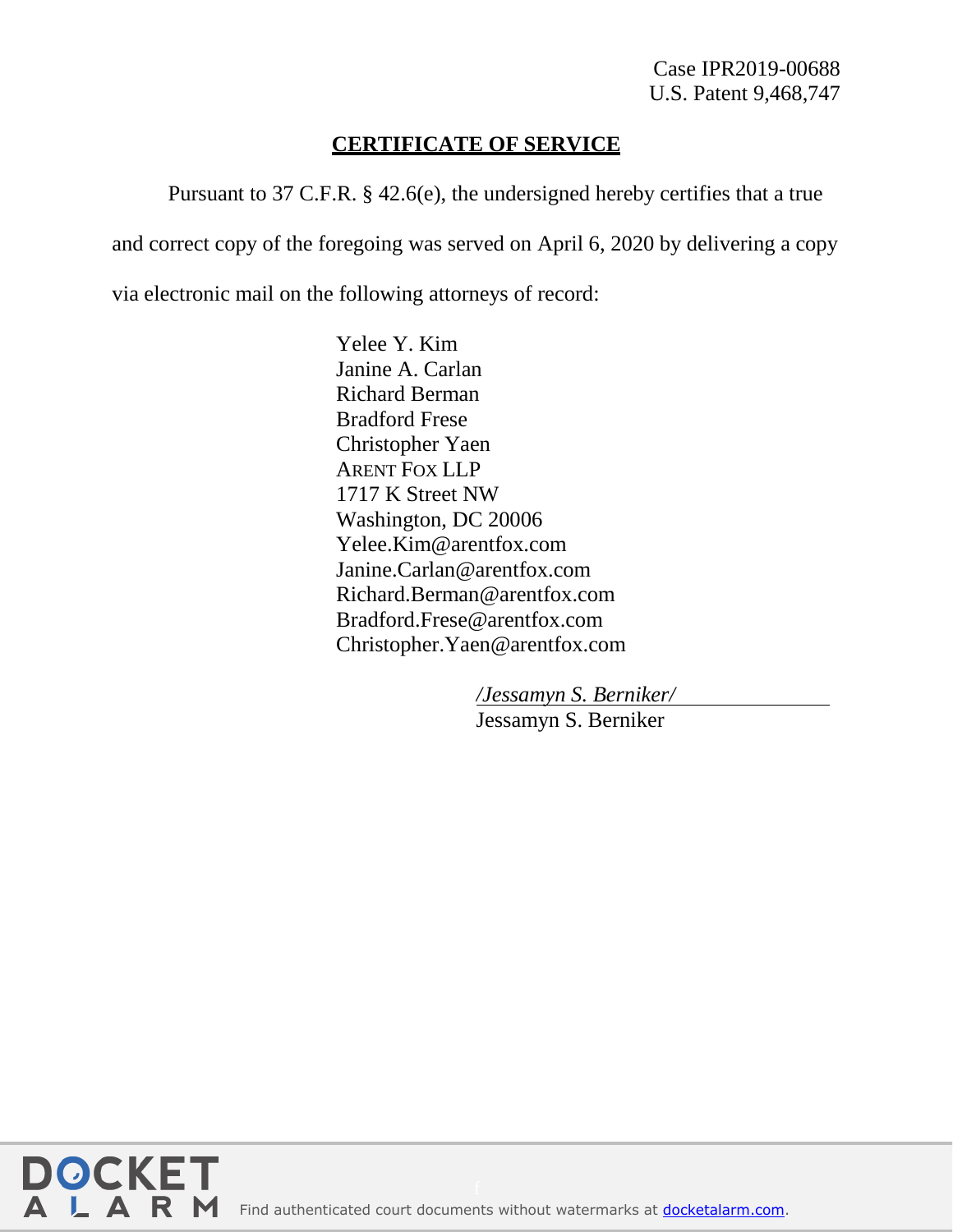Case IPR2019-00688
U.S. Patent 9,468,747

## CERTIFICATE OF SERVICE

Pursuant to 37 C.F.R. § 42.6(e), the undersigned hereby certifies that a true and correct copy of the foregoing was served on April 6, 2020 by delivering a copy via electronic mail on the following attorneys of record:

Yelee Y. Kim
Janine A. Carlan
Richard Berman
Bradford Frese
Christopher Yaen
ARENT FOX LLP
1717 K Street NW
Washington, DC 20006
Yelee.Kim@arentfox.com
Janine.Carlan@arentfox.com
Richard.Berman@arentfox.com
Bradford.Frese@arentfox.com
Christopher.Yaen@arentfox.com

*/Jessamyn S. Berniker/*
Jessamyn S. Berniker